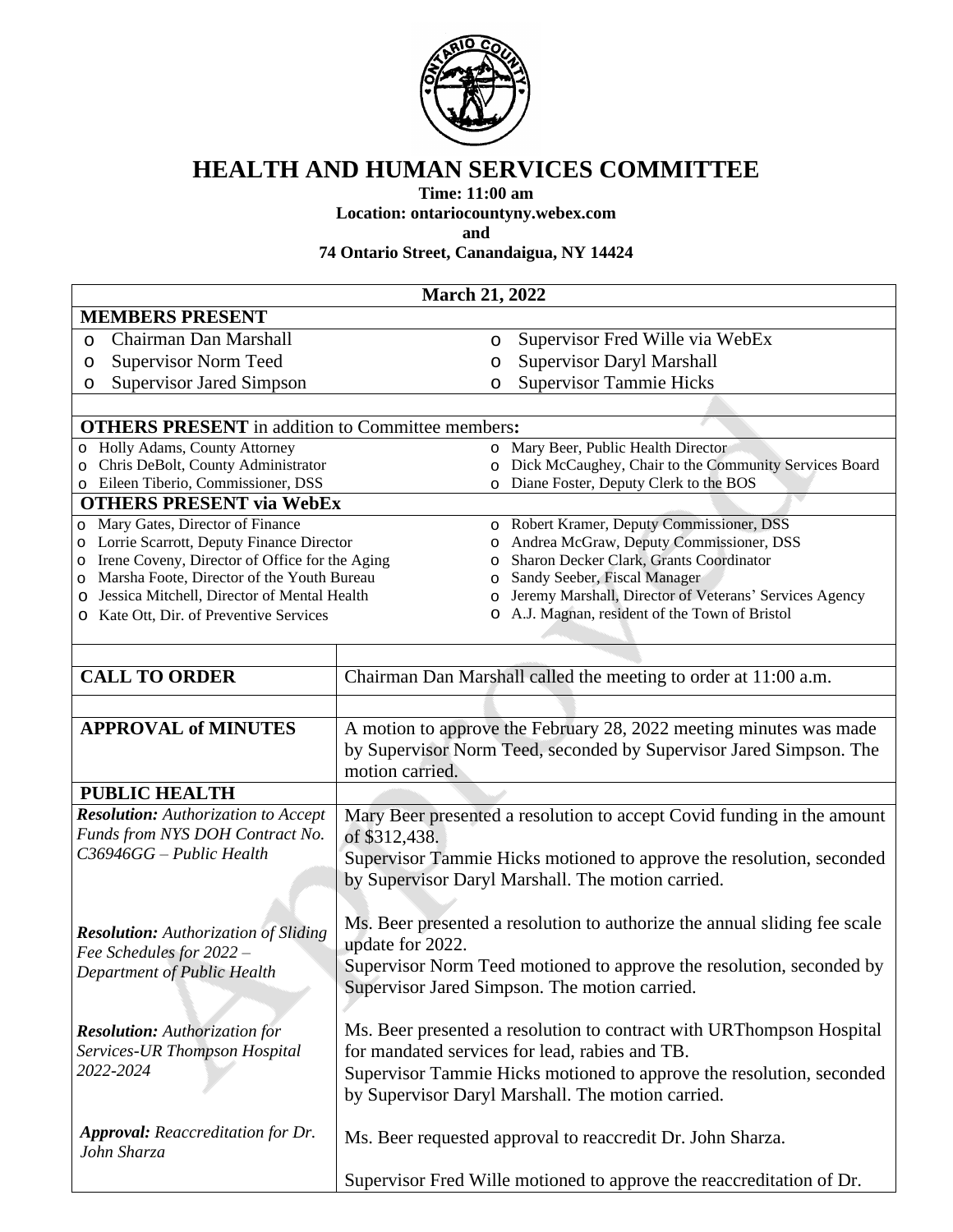# HEALTH AND HUMAN SERVICES COMMITTEE

**Time: 11:00 am**
**Location: ontariocountyny.webex.com**
**and**
**74 Ontario Street, Canandaigua, NY 14424**

**March 21, 2022**

**MEMBERS PRESENT**

- Chairman Dan Marshall
- Supervisor Norm Teed
- Supervisor Jared Simpson
- Supervisor Fred Wille via WebEx
- Supervisor Daryl Marshall
- Supervisor Tammie Hicks

**OTHERS PRESENT** in addition to Committee members**:**

- Holly Adams, County Attorney
- Chris DeBolt, County Administrator
- Eileen Tiberio, Commissioner, DSS
- Mary Beer, Public Health Director
- Dick McCaughey, Chair to the Community Services Board
- Diane Foster, Deputy Clerk to the BOS

**OTHERS PRESENT via WebEx**

- Mary Gates, Director of Finance
- Lorrie Scarrott, Deputy Finance Director
- Irene Coveny, Director of Office for the Aging
- Marsha Foote, Director of the Youth Bureau
- Jessica Mitchell, Director of Mental Health
- Kate Ott, Dir. of Preventive Services
- Robert Kramer, Deputy Commissioner, DSS
- Andrea McGraw, Deputy Commissioner, DSS
- Sharon Decker Clark, Grants Coordinator
- Sandy Seeber, Fiscal Manager
- Jeremy Marshall, Director of Veterans' Services Agency
- A.J. Magnan, resident of the Town of Bristol

| | |
|---|---|
| **CALL TO ORDER** | Chairman Dan Marshall called the meeting to order at 11:00 a.m. |
| **APPROVAL of MINUTES** | A motion to approve the February 28, 2022 meeting minutes was made by Supervisor Norm Teed, seconded by Supervisor Jared Simpson. The motion carried. |
| **PUBLIC HEALTH** | |
| ***Resolution:** Authorization to Accept Funds from NYS DOH Contract No. C36946GG – Public Health* | Mary Beer presented a resolution to accept Covid funding in the amount of $312,438. Supervisor Tammie Hicks motioned to approve the resolution, seconded by Supervisor Daryl Marshall. The motion carried. |
| ***Resolution:** Authorization of Sliding Fee Schedules for 2022 – Department of Public Health* | Ms. Beer presented a resolution to authorize the annual sliding fee scale update for 2022. Supervisor Norm Teed motioned to approve the resolution, seconded by Supervisor Jared Simpson. The motion carried. |
| ***Resolution:** Authorization for Services-UR Thompson Hospital 2022-2024* | Ms. Beer presented a resolution to contract with URThompson Hospital for mandated services for lead, rabies and TB. Supervisor Tammie Hicks motioned to approve the resolution, seconded by Supervisor Daryl Marshall. The motion carried. |
| ***Approval:** Reaccreditation for Dr. John Sharza* | Ms. Beer requested approval to reaccredit Dr. John Sharza. Supervisor Fred Wille motioned to approve the reaccreditation of Dr. |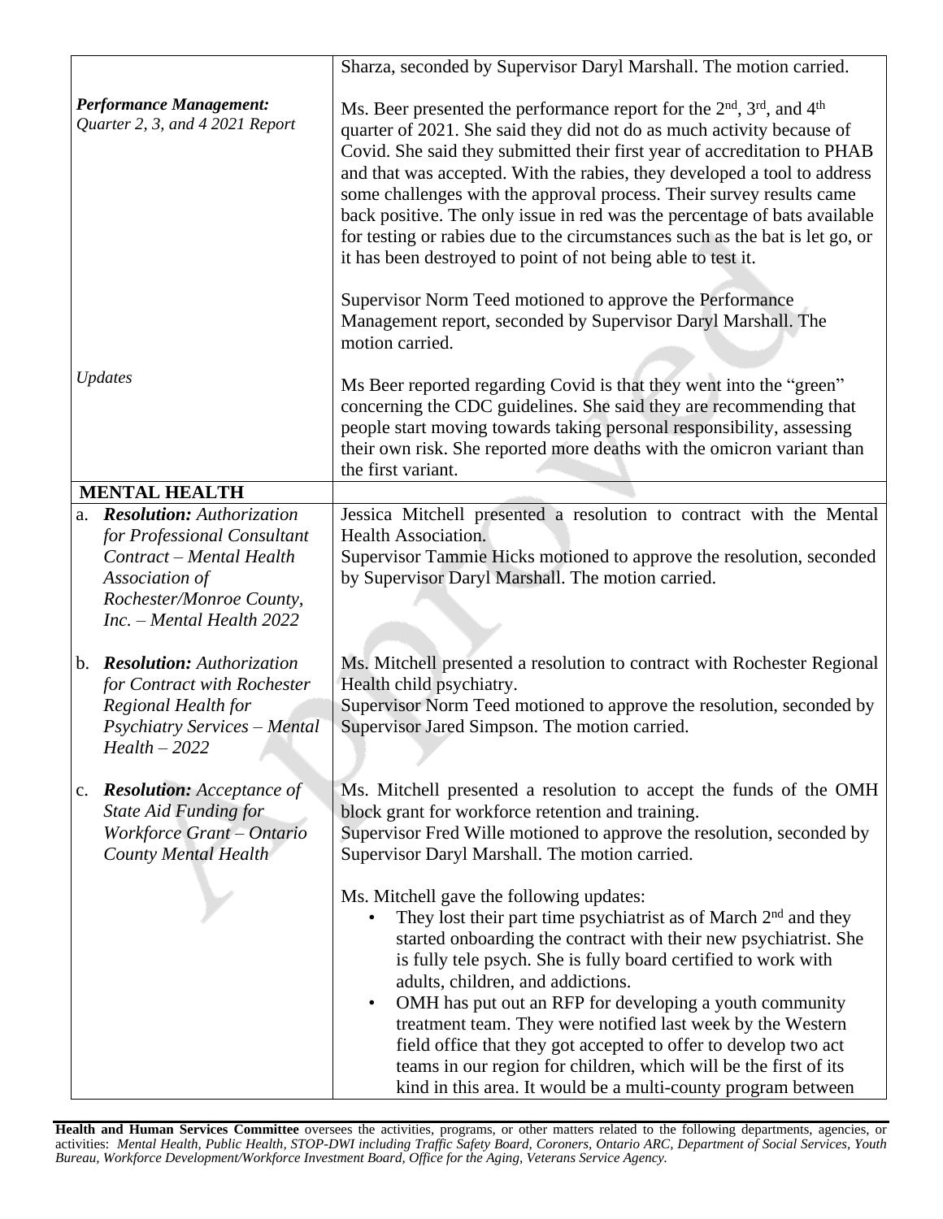| | |
|---|---|
| | Sharza, seconded by Supervisor Daryl Marshall. The motion carried. |
| ***Performance Management:*** *Quarter 2, 3, and 4 2021 Report* | Ms. Beer presented the performance report for the 2nd, 3rd, and 4th quarter of 2021. She said they did not do as much activity because of Covid. She said they submitted their first year of accreditation to PHAB and that was accepted. With the rabies, they developed a tool to address some challenges with the approval process. Their survey results came back positive. The only issue in red was the percentage of bats available for testing or rabies due to the circumstances such as the bat is let go, or it has been destroyed to point of not being able to test it.<br><br>Supervisor Norm Teed motioned to approve the Performance Management report, seconded by Supervisor Daryl Marshall. The motion carried. |
| *Updates* | Ms Beer reported regarding Covid is that they went into the "green" concerning the CDC guidelines. She said they are recommending that people start moving towards taking personal responsibility, assessing their own risk. She reported more deaths with the omicron variant than the first variant. |
| **MENTAL HEALTH** | |
| a. ***Resolution:*** *Authorization for Professional Consultant Contract – Mental Health Association of Rochester/Monroe County, Inc. – Mental Health 2022* | Jessica Mitchell presented a resolution to contract with the Mental Health Association.<br>Supervisor Tammie Hicks motioned to approve the resolution, seconded by Supervisor Daryl Marshall. The motion carried. |
| b. ***Resolution:*** *Authorization for Contract with Rochester Regional Health for Psychiatry Services – Mental Health – 2022* | Ms. Mitchell presented a resolution to contract with Rochester Regional Health child psychiatry.<br>Supervisor Norm Teed motioned to approve the resolution, seconded by Supervisor Jared Simpson. The motion carried. |
| c. ***Resolution:*** *Acceptance of State Aid Funding for Workforce Grant – Ontario County Mental Health* | Ms. Mitchell presented a resolution to accept the funds of the OMH block grant for workforce retention and training.<br>Supervisor Fred Wille motioned to approve the resolution, seconded by Supervisor Daryl Marshall. The motion carried.<br><br>Ms. Mitchell gave the following updates:<br>• They lost their part time psychiatrist as of March 2nd and they started onboarding the contract with their new psychiatrist. She is fully tele psych. She is fully board certified to work with adults, children, and addictions.<br>• OMH has put out an RFP for developing a youth community treatment team. They were notified last week by the Western field office that they got accepted to offer to develop two act teams in our region for children, which will be the first of its kind in this area. It would be a multi-county program between |

**Health and Human Services Committee** oversees the activities, programs, or other matters related to the following departments, agencies, or activities: *Mental Health, Public Health, STOP-DWI including Traffic Safety Board, Coroners, Ontario ARC, Department of Social Services, Youth Bureau, Workforce Development/Workforce Investment Board, Office for the Aging, Veterans Service Agency.*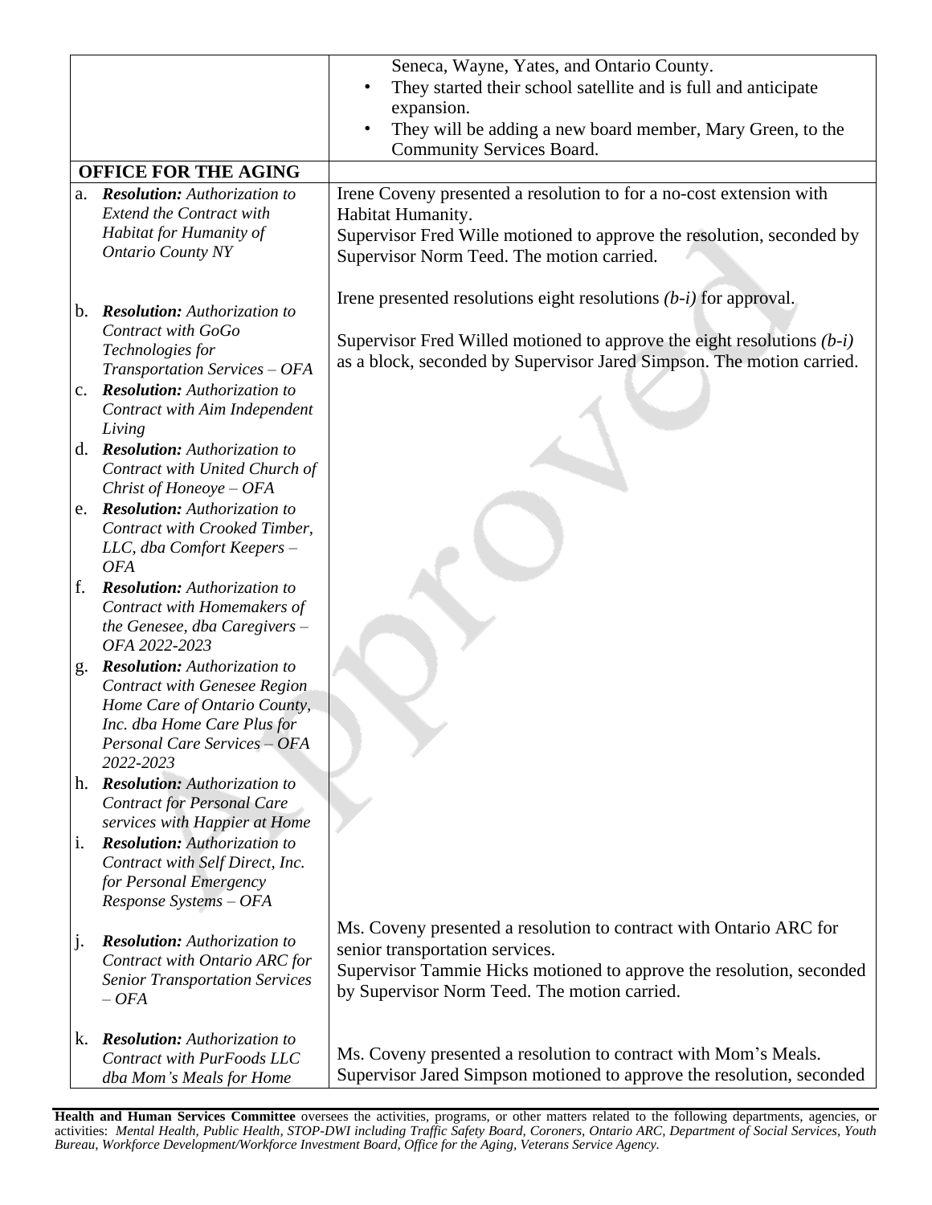| | |
|---|---|
| | Seneca, Wayne, Yates, and Ontario County.<br>• They started their school satellite and is full and anticipate expansion.<br>• They will be adding a new board member, Mary Green, to the Community Services Board. |
| **OFFICE FOR THE AGING** | |
| a. ***Resolution:*** *Authorization to Extend the Contract with Habitat for Humanity of Ontario County NY* | Irene Coveny presented a resolution to for a no-cost extension with Habitat Humanity.<br>Supervisor Fred Wille motioned to approve the resolution, seconded by Supervisor Norm Teed. The motion carried. |
| b. ***Resolution:*** *Authorization to Contract with GoGo Technologies for Transportation Services – OFA*<br>c. ***Resolution:*** *Authorization to Contract with Aim Independent Living*<br>d. ***Resolution:*** *Authorization to Contract with United Church of Christ of Honeoye – OFA*<br>e. ***Resolution:*** *Authorization to Contract with Crooked Timber, LLC, dba Comfort Keepers – OFA*<br>f. ***Resolution:*** *Authorization to Contract with Homemakers of the Genesee, dba Caregivers – OFA 2022-2023*<br>g. ***Resolution:*** *Authorization to Contract with Genesee Region Home Care of Ontario County, Inc. dba Home Care Plus for Personal Care Services – OFA 2022-2023*<br>h. ***Resolution:*** *Authorization to Contract for Personal Care services with Happier at Home*<br>i. ***Resolution:*** *Authorization to Contract with Self Direct, Inc. for Personal Emergency Response Systems – OFA* | Irene presented resolutions eight resolutions *(b-i)* for approval.<br><br>Supervisor Fred Willed motioned to approve the eight resolutions *(b-i)* as a block, seconded by Supervisor Jared Simpson. The motion carried. |
| j. ***Resolution:*** *Authorization to Contract with Ontario ARC for Senior Transportation Services – OFA* | Ms. Coveny presented a resolution to contract with Ontario ARC for senior transportation services.<br>Supervisor Tammie Hicks motioned to approve the resolution, seconded by Supervisor Norm Teed. The motion carried. |
| k. ***Resolution:*** *Authorization to Contract with PurFoods LLC dba Mom's Meals for Home* | Ms. Coveny presented a resolution to contract with Mom's Meals.<br>Supervisor Jared Simpson motioned to approve the resolution, seconded |

**Health and Human Services Committee** oversees the activities, programs, or other matters related to the following departments, agencies, or activities: *Mental Health, Public Health, STOP-DWI including Traffic Safety Board, Coroners, Ontario ARC, Department of Social Services, Youth Bureau, Workforce Development/Workforce Investment Board, Office for the Aging, Veterans Service Agency.*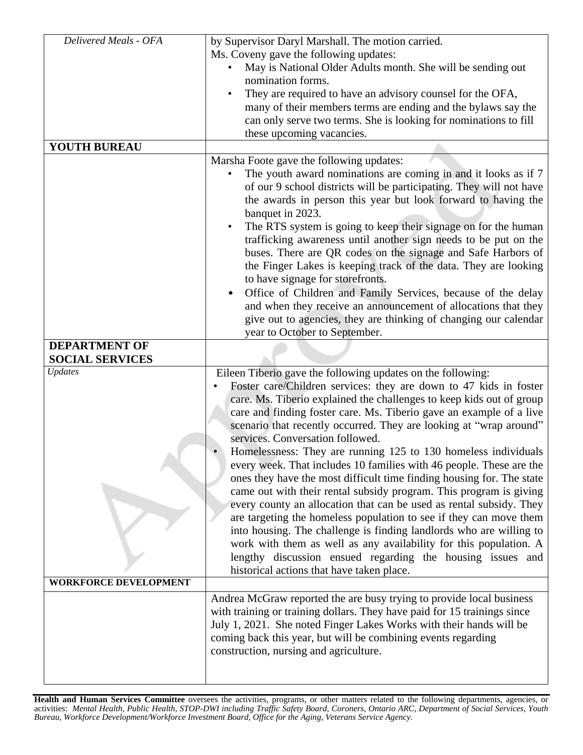| | |
|---|---|
| *Delivered Meals - OFA* | by Supervisor Daryl Marshall. The motion carried.<br>Ms. Coveny gave the following updates:<br>• May is National Older Adults month. She will be sending out nomination forms.<br>• They are required to have an advisory counsel for the OFA, many of their members terms are ending and the bylaws say the can only serve two terms. She is looking for nominations to fill these upcoming vacancies. |
| **YOUTH BUREAU** | |
| | Marsha Foote gave the following updates:<br>• The youth award nominations are coming in and it looks as if 7 of our 9 school districts will be participating. They will not have the awards in person this year but look forward to having the banquet in 2023.<br>• The RTS system is going to keep their signage on for the human trafficking awareness until another sign needs to be put on the buses. There are QR codes on the signage and Safe Harbors of the Finger Lakes is keeping track of the data. They are looking to have signage for storefronts.<br>• Office of Children and Family Services, because of the delay and when they receive an announcement of allocations that they give out to agencies, they are thinking of changing our calendar year to October to September. |
| **DEPARTMENT OF SOCIAL SERVICES** | |
| *Updates* | Eileen Tiberio gave the following updates on the following:<br>• Foster care/Children services: they are down to 47 kids in foster care. Ms. Tiberio explained the challenges to keep kids out of group care and finding foster care. Ms. Tiberio gave an example of a live scenario that recently occurred. They are looking at "wrap around" services. Conversation followed.<br>• Homelessness: They are running 125 to 130 homeless individuals every week. That includes 10 families with 46 people. These are the ones they have the most difficult time finding housing for. The state came out with their rental subsidy program. This program is giving every county an allocation that can be used as rental subsidy. They are targeting the homeless population to see if they can move them into housing. The challenge is finding landlords who are willing to work with them as well as any availability for this population. A lengthy discussion ensued regarding the housing issues and historical actions that have taken place. |
| **WORKFORCE DEVELOPMENT** | |
| | Andrea McGraw reported the are busy trying to provide local business with training or training dollars. They have paid for 15 trainings since July 1, 2021. She noted Finger Lakes Works with their hands will be coming back this year, but will be combining events regarding construction, nursing and agriculture. |

**Health and Human Services Committee** oversees the activities, programs, or other matters related to the following departments, agencies, or activities: *Mental Health, Public Health, STOP-DWI including Traffic Safety Board, Coroners, Ontario ARC, Department of Social Services, Youth Bureau, Workforce Development/Workforce Investment Board, Office for the Aging, Veterans Service Agency.*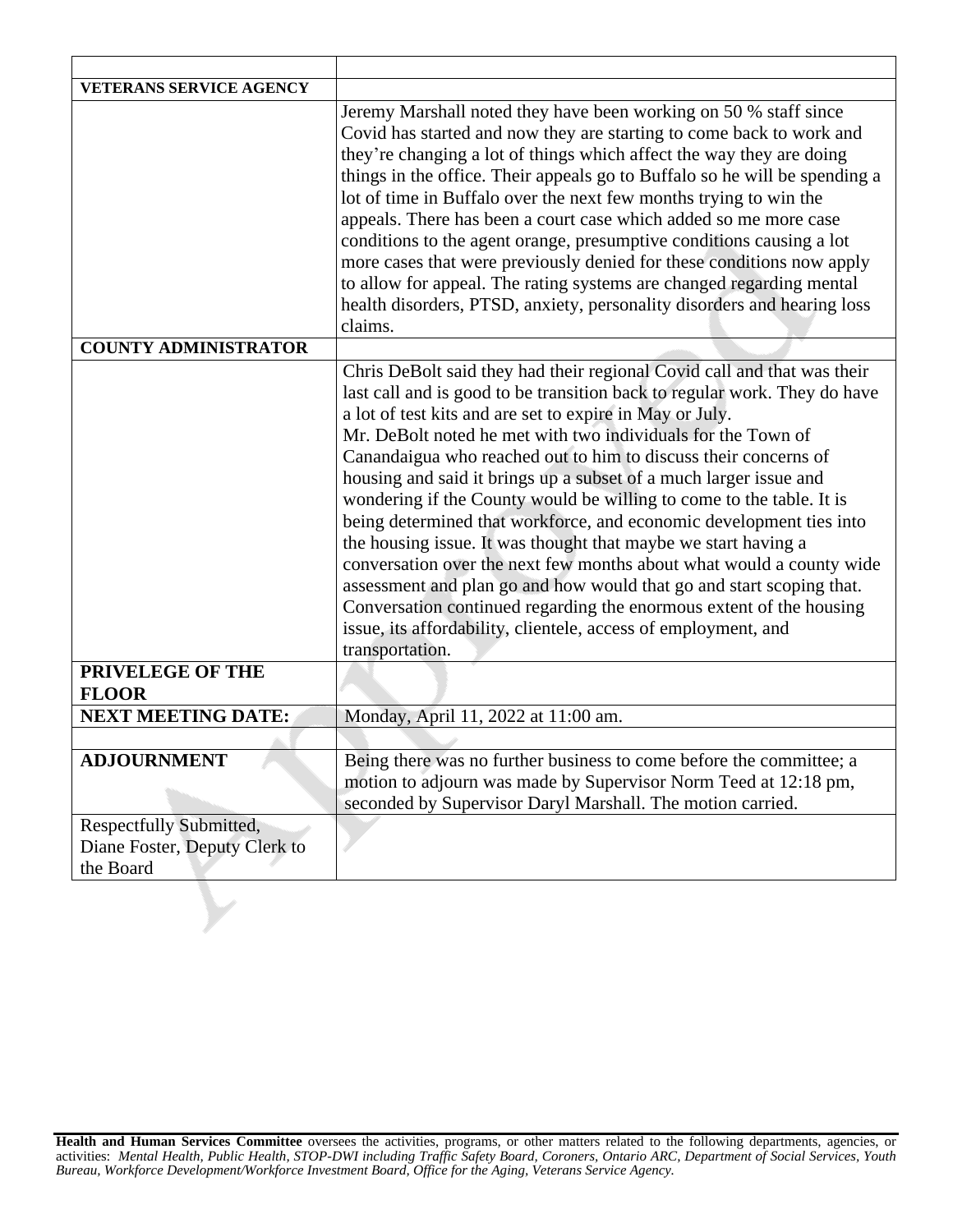| | |
|---|---|
| **VETERANS SERVICE AGENCY** | |
| | Jeremy Marshall noted they have been working on 50 % staff since Covid has started and now they are starting to come back to work and they're changing a lot of things which affect the way they are doing things in the office. Their appeals go to Buffalo so he will be spending a lot of time in Buffalo over the next few months trying to win the appeals. There has been a court case which added so me more case conditions to the agent orange, presumptive conditions causing a lot more cases that were previously denied for these conditions now apply to allow for appeal. The rating systems are changed regarding mental health disorders, PTSD, anxiety, personality disorders and hearing loss claims. |
| **COUNTY ADMINISTRATOR** | |
| | Chris DeBolt said they had their regional Covid call and that was their last call and is good to be transition back to regular work. They do have a lot of test kits and are set to expire in May or July.<br>Mr. DeBolt noted he met with two individuals for the Town of Canandaigua who reached out to him to discuss their concerns of housing and said it brings up a subset of a much larger issue and wondering if the County would be willing to come to the table. It is being determined that workforce, and economic development ties into the housing issue. It was thought that maybe we start having a conversation over the next few months about what would a county wide assessment and plan go and how would that go and start scoping that. Conversation continued regarding the enormous extent of the housing issue, its affordability, clientele, access of employment, and transportation. |
| **PRIVELEGE OF THE FLOOR** | |
| **NEXT MEETING DATE:** | Monday, April 11, 2022 at 11:00 am. |
| | |
| **ADJOURNMENT** | Being there was no further business to come before the committee; a motion to adjourn was made by Supervisor Norm Teed at 12:18 pm, seconded by Supervisor Daryl Marshall. The motion carried. |
| Respectfully Submitted,<br>Diane Foster, Deputy Clerk to the Board | |

**Health and Human Services Committee** oversees the activities, programs, or other matters related to the following departments, agencies, or activities: *Mental Health, Public Health, STOP-DWI including Traffic Safety Board, Coroners, Ontario ARC, Department of Social Services, Youth Bureau, Workforce Development/Workforce Investment Board, Office for the Aging, Veterans Service Agency.*